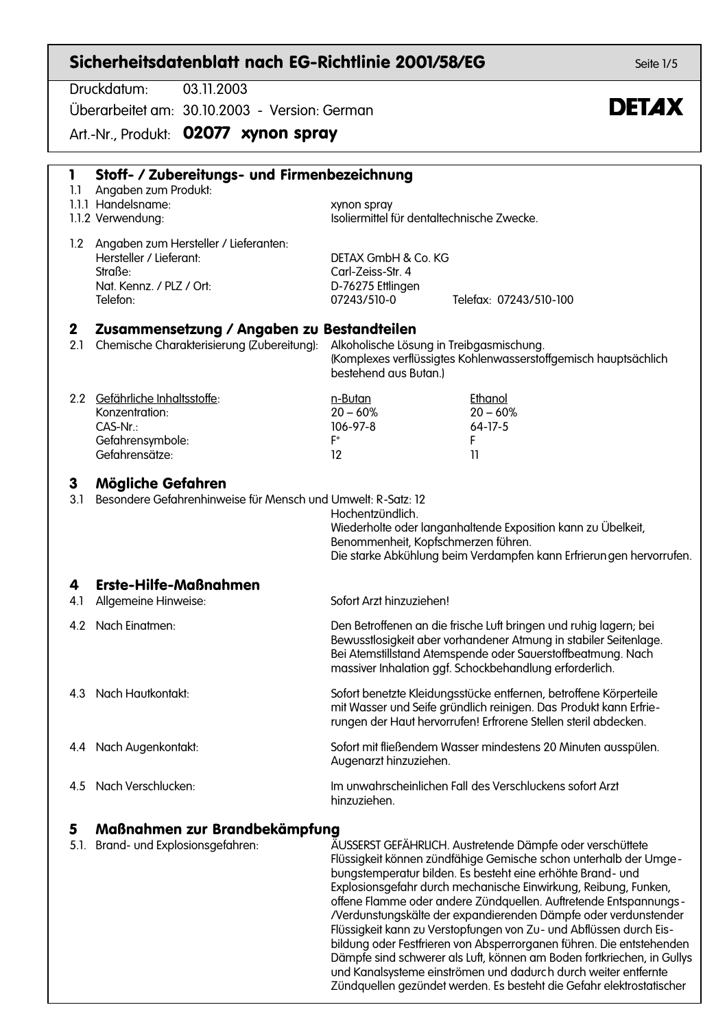# Sicherheitsdatenblatt nach EG-Richtlinie 2001/58/EG

Druckdatum: 03.11.2003

Überarbeitet am: 30.10.2003 - Version: German

**DETAX**

Art.-Nr., Produkt: **02077 xynon spray**

## 1 Stoff- / Zubereitungs- und Firmenbezeichnung

1.1 Angaben zum Produkt:

| | |
|---|---|
| 1.1.1 Handelsname: | xynon spray |
| 1.1.2 Verwendung: | Isoliermittel für dentaltechnische Zwecke. |

1.2 Angaben zum Hersteller / Lieferanten:

| | | |
|---|---|---|
| Hersteller / Lieferant: | DETAX GmbH & Co. KG | |
| Straße: | Carl-Zeiss-Str. 4 | |
| Nat. Kennz. / PLZ / Ort: | D-76275 Ettlingen | |
| Telefon: | 07243/510-0 | Telefax: 07243/510-100 |

## 2 Zusammensetzung / Angaben zu Bestandteilen

2.1 Chemische Charakterisierung (Zubereitung): Alkoholische Lösung in Treibgasmischung. (Komplexes verflüssigtes Kohlenwasserstoffgemisch hauptsächlich bestehend aus Butan.)

| 2.2 Gefährliche Inhaltsstoffe: | n-Butan | Ethanol |
|---|---|---|
| Konzentration: | 20 – 60% | 20 – 60% |
| CAS-Nr.: | 106-97-8 | 64-17-5 |
| Gefahrensymbole: | $F^+$ | F |
| Gefahrensätze: | 12 | 11 |

## 3 Mögliche Gefahren

3.1 Besondere Gefahrenhinweise für Mensch und Umwelt: R-Satz: 12

Hochentzündlich.

Wiederholte oder langanhaltende Exposition kann zu Übelkeit, Benommenheit, Kopfschmerzen führen.

Die starke Abkühlung beim Verdampfen kann Erfrierungen hervorrufen.

## 4 Erste-Hilfe-Maßnahmen

4.1 Allgemeine Hinweise: Sofort Arzt hinzuziehen!

4.2 Nach Einatmen: Den Betroffenen an die frische Luft bringen und ruhig lagern; bei Bewusstlosigkeit aber vorhandener Atmung in stabiler Seitenlage. Bei Atemstillstand Atemspende oder Sauerstoffbeatmung. Nach massiver Inhalation ggf. Schockbehandlung erforderlich.

4.3 Nach Hautkontakt: Sofort benetzte Kleidungsstücke entfernen, betroffene Körperteile mit Wasser und Seife gründlich reinigen. Das Produkt kann Erfrierungen der Haut hervorrufen! Erfrorene Stellen steril abdecken.

4.4 Nach Augenkontakt: Sofort mit fließendem Wasser mindestens 20 Minuten ausspülen. Augenarzt hinzuziehen.

4.5 Nach Verschlucken: Im unwahrscheinlichen Fall des Verschluckens sofort Arzt hinzuziehen.

## 5 Maßnahmen zur Brandbekämpfung

5.1. Brand- und Explosionsgefahren: ÄUSSERST GEFÄHRLICH. Austretende Dämpfe oder verschüttete Flüssigkeit können zündfähige Gemische schon unterhalb der Umgebungstemperatur bilden. Es besteht eine erhöhte Brand- und Explosionsgefahr durch mechanische Einwirkung, Reibung, Funken, offene Flamme oder andere Zündquellen. Auftretende Entspannungs-/Verdunstungskälte der expandierenden Dämpfe oder verdunstender Flüssigkeit kann zu Verstopfungen von Zu- und Abflüssen durch Eisbildung oder Festfrieren von Absperrorganen führen. Die entstehenden Dämpfe sind schwerer als Luft, können am Boden fortkriechen, in Gullys und Kanalsysteme einströmen und dadurch durch weiter entfernte Zündquellen gezündet werden. Es besteht die Gefahr elektrostatischer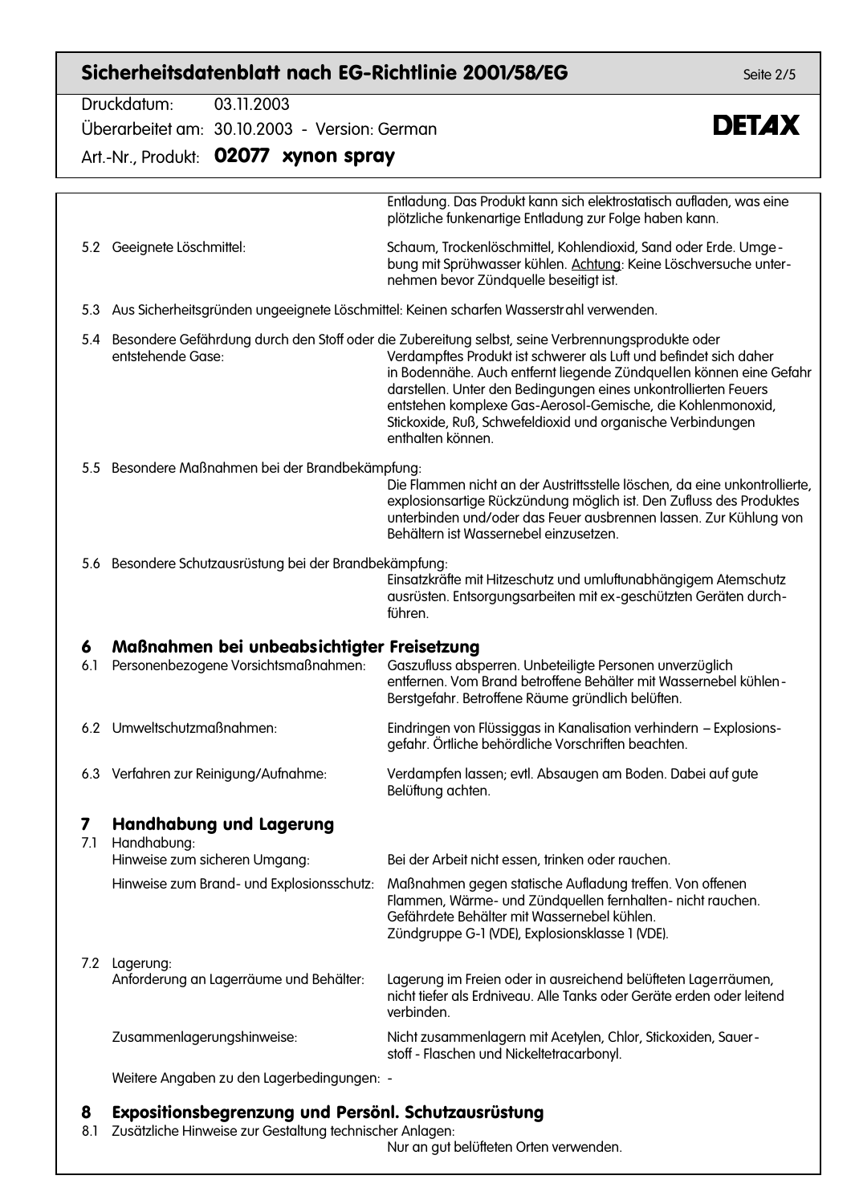Entladung. Das Produkt kann sich elektrostatisch aufladen, was eine plötzliche funkenartige Entladung zur Folge haben kann.

| | | |
|---|---|---|
| 5.2 | Geeignete Löschmittel: | Schaum, Trockenlöschmittel, Kohlendioxid, Sand oder Erde. Umgebung mit Sprühwasser kühlen. <u>Achtung</u>: Keine Löschversuche unternehmen bevor Zündquelle beseitigt ist. |

5.3 Aus Sicherheitsgründen ungeeignete Löschmittel: Keinen scharfen Wasserstrahl verwenden.

5.4 Besondere Gefährdung durch den Stoff oder die Zubereitung selbst, seine Verbrennungsprodukte oder entstehende Gase: Verdampftes Produkt ist schwerer als Luft und befindet sich daher in Bodennähe. Auch entfernt liegende Zündquellen können eine Gefahr darstellen. Unter den Bedingungen eines unkontrollierten Feuers entstehen komplexe Gas-Aerosol-Gemische, die Kohlenmonoxid, Stickoxide, Ruß, Schwefeldioxid und organische Verbindungen enthalten können.

5.5 Besondere Maßnahmen bei der Brandbekämpfung:
Die Flammen nicht an der Austrittsstelle löschen, da eine unkontrollierte, explosionsartige Rückzündung möglich ist. Den Zufluss des Produktes unterbinden und/oder das Feuer ausbrennen lassen. Zur Kühlung von Behältern ist Wassernebel einzusetzen.

5.6 Besondere Schutzausrüstung bei der Brandbekämpfung:
Einsatzkräfte mit Hitzeschutz und umluftunabhängigem Atemschutz ausrüsten. Entsorgungsarbeiten mit ex-geschützten Geräten durchführen.

## 6 Maßnahmen bei unbeabsichtigter Freisetzung

| | | |
|---|---|---|
| 6.1 | Personenbezogene Vorsichtsmaßnahmen: | Gaszufluss absperren. Unbeteiligte Personen unverzüglich entfernen. Vom Brand betroffene Behälter mit Wassernebel kühlen - Berstgefahr. Betroffene Räume gründlich belüften. |
| 6.2 | Umweltschutzmaßnahmen: | Eindringen von Flüssiggas in Kanalisation verhindern – Explosionsgefahr. Örtliche behördliche Vorschriften beachten. |
| 6.3 | Verfahren zur Reinigung/Aufnahme: | Verdampfen lassen; evtl. Absaugen am Boden. Dabei auf gute Belüftung achten. |

## 7 Handhabung und Lagerung

7.1 Handhabung:

| | |
|---|---|
| Hinweise zum sicheren Umgang: | Bei der Arbeit nicht essen, trinken oder rauchen. |
| Hinweise zum Brand- und Explosionsschutz: | Maßnahmen gegen statische Aufladung treffen. Von offenen Flammen, Wärme- und Zündquellen fernhalten- nicht rauchen. Gefährdete Behälter mit Wassernebel kühlen. Zündgruppe G-1 (VDE), Explosionsklasse 1 (VDE). |

7.2 Lagerung:

| | |
|---|---|
| Anforderung an Lagerräume und Behälter: | Lagerung im Freien oder in ausreichend belüfteten Lagerräumen, nicht tiefer als Erdniveau. Alle Tanks oder Geräte erden oder leitend verbinden. |
| Zusammenlagerungshinweise: | Nicht zusammenlagern mit Acetylen, Chlor, Stickoxiden, Sauerstoff - Flaschen und Nickeltetracarbonyl. |

Weitere Angaben zu den Lagerbedingungen: -

## 8 Expositionsbegrenzung und Persönl. Schutzausrüstung

8.1 Zusätzliche Hinweise zur Gestaltung technischer Anlagen:
Nur an gut belüfteten Orten verwenden.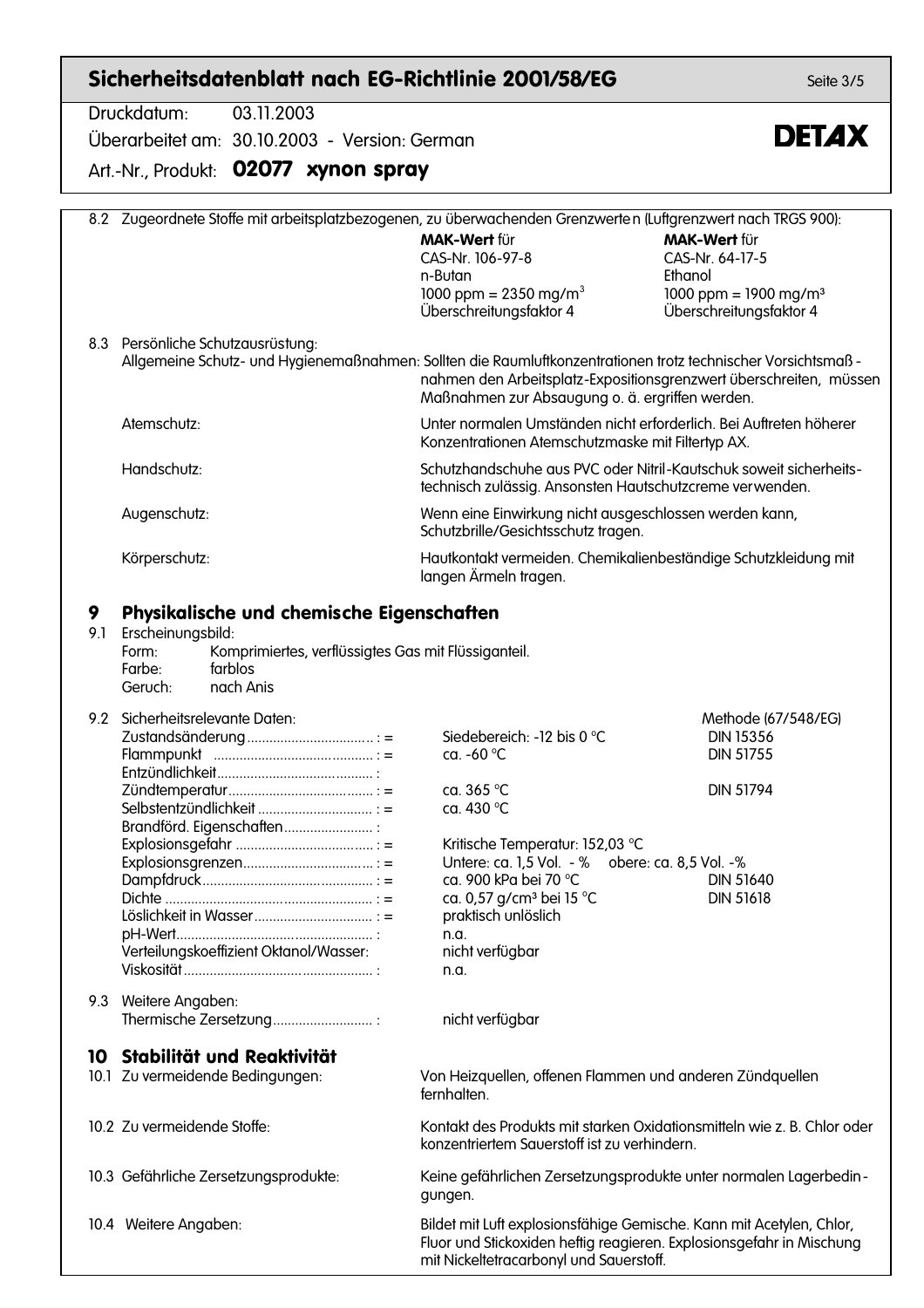8.2 Zugeordnete Stoffe mit arbeitsplatzbezogenen, zu überwachenden Grenzwerten (Luftgrenzwert nach TRGS 900):

| **MAK-Wert** für | **MAK-Wert** für |
|---|---|
| CAS-Nr. 106-97-8 | CAS-Nr. 64-17-5 |
| n-Butan | Ethanol |
| 1000 ppm = 2350 mg/m³ | 1000 ppm = 1900 mg/m³ |
| Überschreitungsfaktor 4 | Überschreitungsfaktor 4 |

8.3 Persönliche Schutzausrüstung:

| | |
|---|---|
| Allgemeine Schutz- und Hygienemaßnahmen: | Sollten die Raumluftkonzentrationen trotz technischer Vorsichtsmaßnahmen den Arbeitsplatz-Expositionsgrenzwert überschreiten, müssen Maßnahmen zur Absaugung o. ä. ergriffen werden. |
| Atemschutz: | Unter normalen Umständen nicht erforderlich. Bei Auftreten höherer Konzentrationen Atemschutzmaske mit Filtertyp AX. |
| Handschutz: | Schutzhandschuhe aus PVC oder Nitril-Kautschuk soweit sicherheitstechnisch zulässig. Ansonsten Hautschutzcreme verwenden. |
| Augenschutz: | Wenn eine Einwirkung nicht ausgeschlossen werden kann, Schutzbrille/Gesichtsschutz tragen. |
| Körperschutz: | Hautkontakt vermeiden. Chemikalienbeständige Schutzkleidung mit langen Ärmeln tragen. |

## 9 Physikalische und chemische Eigenschaften

9.1 Erscheinungsbild:

- Form: Komprimiertes, verflüssigtes Gas mit Flüssiganteil.
- Farbe: farblos
- Geruch: nach Anis

9.2 Sicherheitsrelevante Daten:

| | | Methode (67/548/EG) |
|---|---|---|
| Zustandsänderung : = | Siedebereich: -12 bis 0 °C | DIN 15356 |
| Flammpunkt : = | ca. -60 °C | DIN 51755 |
| Entzündlichkeit : | | |
| Zündtemperatur : = | ca. 365 °C | DIN 51794 |
| Selbstentzündlichkeit : = | ca. 430 °C | |
| Brandförd. Eigenschaften : | | |
| Explosionsgefahr : = | Kritische Temperatur: 152,03 °C | |
| Explosionsgrenzen : = | Untere: ca. 1,5 Vol. - % obere: ca. 8,5 Vol. -% | |
| Dampfdruck : = | ca. 900 kPa bei 70 °C | DIN 51640 |
| Dichte : = | ca. 0,57 g/cm³ bei 15 °C | DIN 51618 |
| Löslichkeit in Wasser : = | praktisch unlöslich | |
| pH-Wert : | n.a. | |
| Verteilungskoeffizient Oktanol/Wasser: | nicht verfügbar | |
| Viskosität : | n.a. | |

9.3 Weitere Angaben:

Thermische Zersetzung : nicht verfügbar

## 10 Stabilität und Reaktivität

| | |
|---|---|
| 10.1 Zu vermeidende Bedingungen: | Von Heizquellen, offenen Flammen und anderen Zündquellen fernhalten. |
| 10.2 Zu vermeidende Stoffe: | Kontakt des Produkts mit starken Oxidationsmitteln wie z. B. Chlor oder konzentriertem Sauerstoff ist zu verhindern. |
| 10.3 Gefährliche Zersetzungsprodukte: | Keine gefährlichen Zersetzungsprodukte unter normalen Lagerbedingungen. |
| 10.4 Weitere Angaben: | Bildet mit Luft explosionsfähige Gemische. Kann mit Acetylen, Chlor, Fluor und Stickoxiden heftig reagieren. Explosionsgefahr in Mischung mit Nickeltetracarbonyl und Sauerstoff. |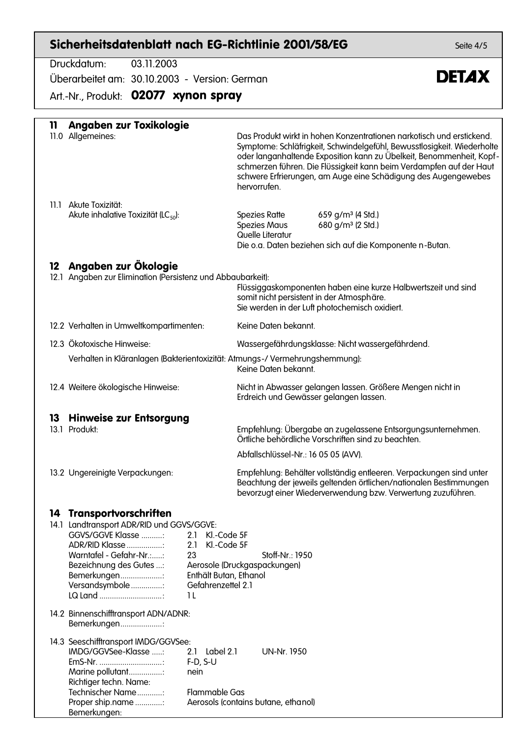## 11 Angaben zur Toxikologie

**11.0 Allgemeines:**
Das Produkt wirkt in hohen Konzentrationen narkotisch und erstickend. Symptome: Schläfrigkeit, Schwindelgefühl, Bewusstlosigkeit. Wiederholte oder langanhaltende Exposition kann zu Übelkeit, Benommenheit, Kopfschmerzen führen. Die Flüssigkeit kann beim Verdampfen auf der Haut schwere Erfrierungen, am Auge eine Schädigung des Augengewebes hervorrufen.

**11.1 Akute Toxizität:**

Akute inhalative Toxizität ($LC_{50}$):

| | |
|---|---|
| Spezies Ratte | 659 g/m³ (4 Std.) |
| Spezies Maus | 680 g/m³ (2 Std.) |
| Quelle Literatur | |

Die o.a. Daten beziehen sich auf die Komponente n-Butan.

## 12 Angaben zur Ökologie

**12.1 Angaben zur Elimination (Persistenz und Abbaubarkeit):**
Flüssiggaskomponenten haben eine kurze Halbwertszeit und sind somit nicht persistent in der Atmosphäre.
Sie werden in der Luft photochemisch oxidiert.

**12.2 Verhalten in Umweltkompartimenten:** Keine Daten bekannt.

**12.3 Ökotoxische Hinweise:** Wassergefährdungsklasse: Nicht wassergefährdend.

Verhalten in Kläranlagen (Bakterientoxizität: Atmungs-/ Vermehrungshemmung):
Keine Daten bekannt.

**12.4 Weitere ökologische Hinweise:** Nicht in Abwasser gelangen lassen. Größere Mengen nicht in Erdreich und Gewässer gelangen lassen.

## 13 Hinweise zur Entsorgung

**13.1 Produkt:** Empfehlung: Übergabe an zugelassene Entsorgungsunternehmen. Örtliche behördliche Vorschriften sind zu beachten.

Abfallschlüssel-Nr.: 16 05 05 (AVV).

**13.2 Ungereinigte Verpackungen:** Empfehlung: Behälter vollständig entleeren. Verpackungen sind unter Beachtung der jeweils geltenden örtlichen/nationalen Bestimmungen bevorzugt einer Wiederverwendung bzw. Verwertung zuzuführen.

## 14 Transportvorschriften

**14.1 Landtransport ADR/RID und GGVS/GGVE:**

- GGVS/GGVE Klasse ..........: 2.1 Kl.-Code 5F
- ADR/RID Klasse ................: 2.1 Kl.-Code 5F
- Warntafel - Gefahr-Nr.:......: 23 Stoff-Nr.: 1950
- Bezeichnung des Gutes ...: Aerosole (Druckgaspackungen)
- Bemerkungen...................: Enthält Butan, Ethanol
- Versandsymbole ..............: Gefahrenzettel 2.1
- LQ Land ............................: 1 L

**14.2 Binnenschifftransport ADN/ADNR:**

- Bemerkungen...................:

**14.3 Seeschifftransport IMDG/GGVSee:**

- IMDG/GGVSee-Klasse .....: 2.1 Label 2.1 UN-Nr. 1950
- EmS-Nr. ..............................: F-D, S-U
- Marine pollutant................: nein
- Richtiger techn. Name:
- Technischer Name ............: Flammable Gas
- Proper ship.name .............: Aerosols (contains butane, ethanol)
- Bemerkungen: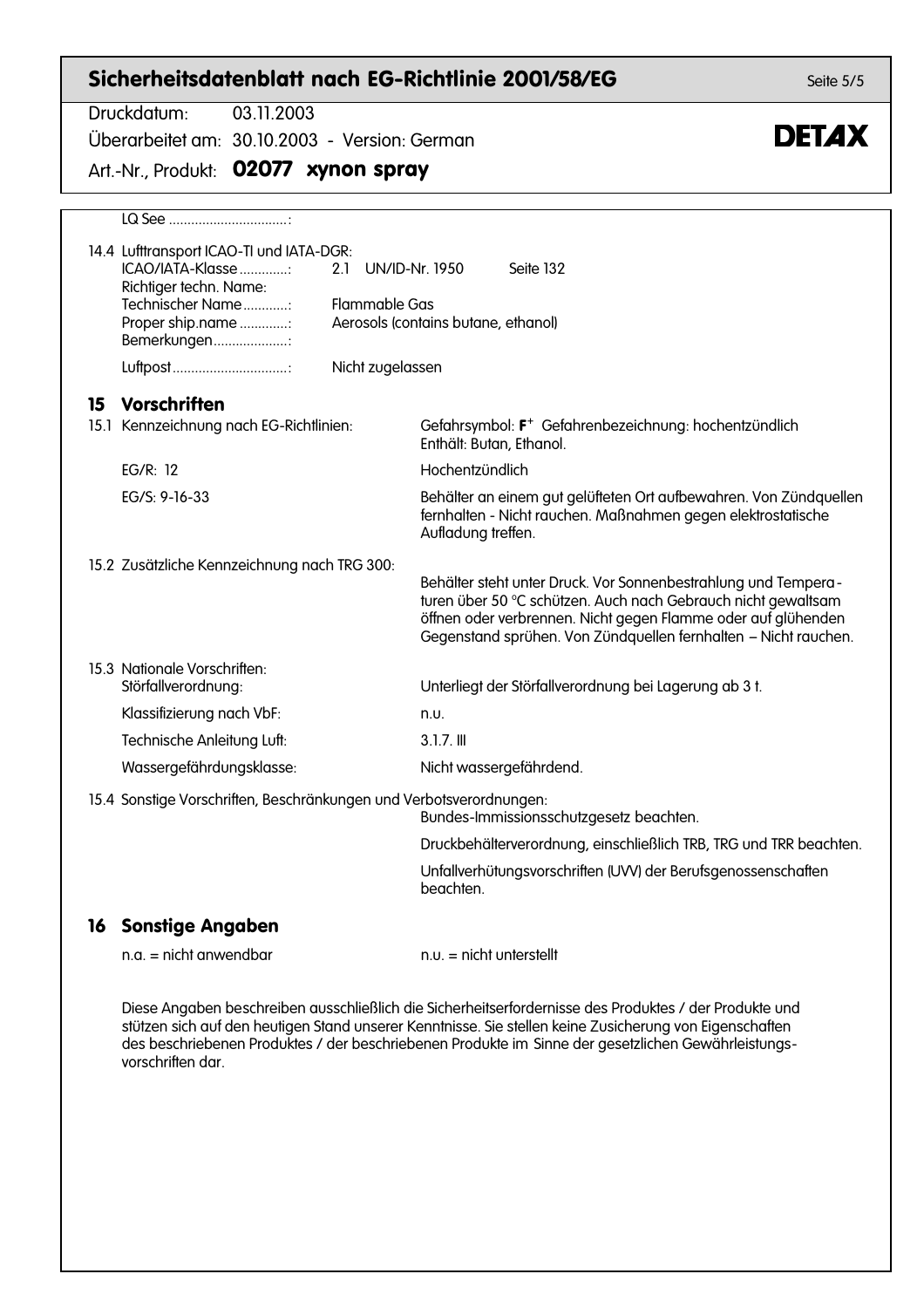LQ See ................................:

14.4 Lufttransport ICAO-TI und IATA-DGR:

| | | | |
|---|---|---|---|
| ICAO/IATA-Klasse ............: | 2.1 UN/ID-Nr. 1950 | Seite 132 | |
| Richtiger techn. Name: | | | |
| Technischer Name ............: | Flammable Gas | | |
| Proper ship.name .............: | Aerosols (contains butane, ethanol) | | |
| Bemerkungen....................: | | | |
| Luftpost...............................: | Nicht zugelassen | | |

## 15 Vorschriften

| | |
|---|---|
| 15.1 Kennzeichnung nach EG-Richtlinien: | Gefahrsymbol: **F**+ Gefahrenbezeichnung: hochentzündlich Enthält: Butan, Ethanol. |
| EG/R: 12 | Hochentzündlich |
| EG/S: 9-16-33 | Behälter an einem gut gelüfteten Ort aufbewahren. Von Zündquellen fernhalten - Nicht rauchen. Maßnahmen gegen elektrostatische Aufladung treffen. |
| 15.2 Zusätzliche Kennzeichnung nach TRG 300: | Behälter steht unter Druck. Vor Sonnenbestrahlung und Temperaturen über 50 °C schützen. Auch nach Gebrauch nicht gewaltsam öffnen oder verbrennen. Nicht gegen Flamme oder auf glühenden Gegenstand sprühen. Von Zündquellen fernhalten – Nicht rauchen. |
| 15.3 Nationale Vorschriften: Störfallverordnung: | Unterliegt der Störfallverordnung bei Lagerung ab 3 t. |
| Klassifizierung nach VbF: | n.u. |
| Technische Anleitung Luft: | 3.1.7. III |
| Wassergefährdungsklasse: | Nicht wassergefährdend. |
| 15.4 Sonstige Vorschriften, Beschränkungen und Verbotsverordnungen: | Bundes-Immissionsschutzgesetz beachten. |
| | Druckbehälterverordnung, einschließlich TRB, TRG und TRR beachten. |
| | Unfallverhütungsvorschriften (UVV) der Berufsgenossenschaften beachten. |

## 16 Sonstige Angaben

| | |
|---|---|
| n.a. = nicht anwendbar | n.u. = nicht unterstellt |

Diese Angaben beschreiben ausschließlich die Sicherheitserfordernisse des Produktes / der Produkte und stützen sich auf den heutigen Stand unserer Kenntnisse. Sie stellen keine Zusicherung von Eigenschaften des beschriebenen Produktes / der beschriebenen Produkte im Sinne der gesetzlichen Gewährleistungsvorschriften dar.